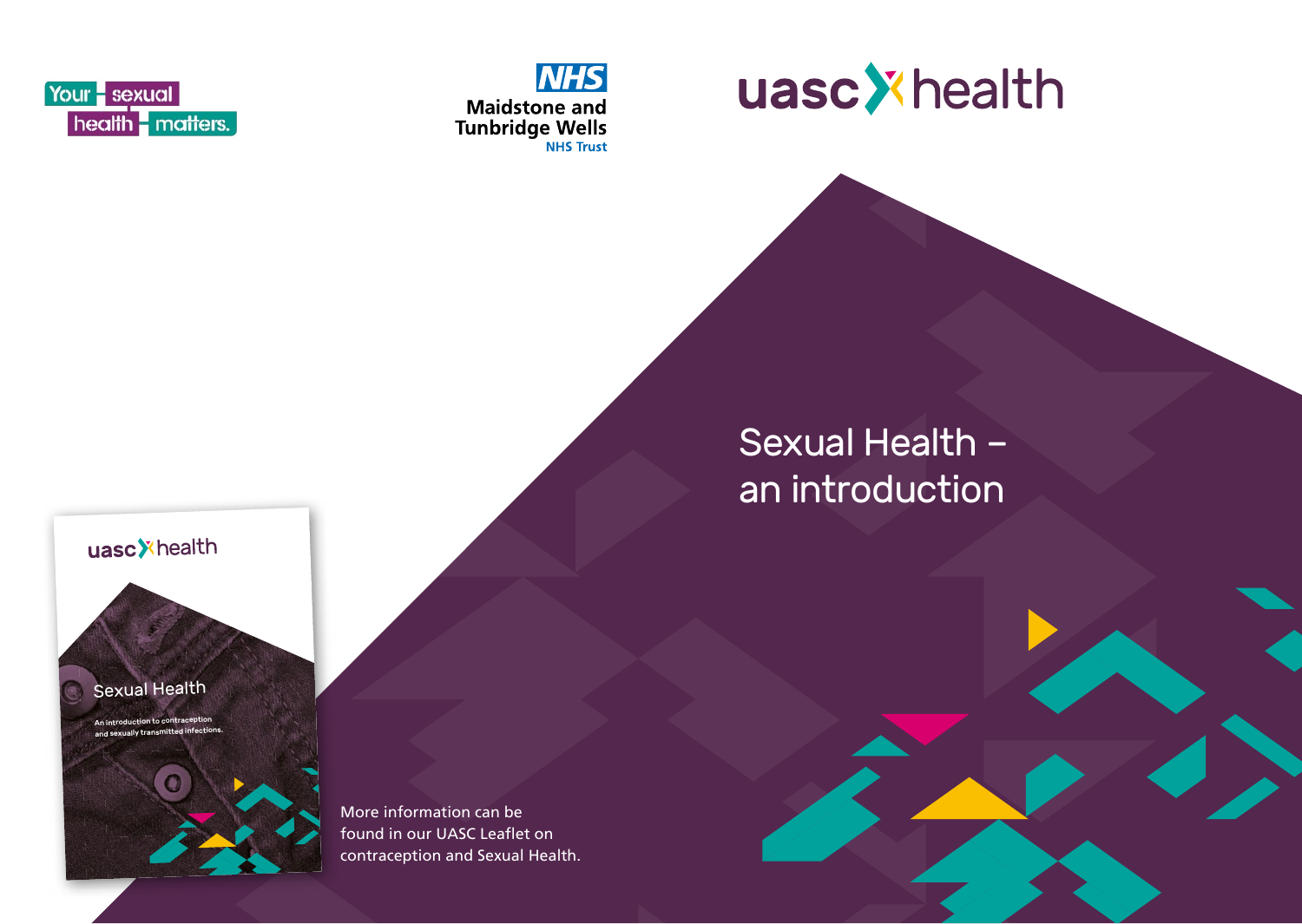Your sexual health matters.

NHS Maidstone and Tunbridge Wells NHS Trust

uasc health

# Sexual Health – an introduction

More information can be found in our UASC Leaflet on contraception and Sexual Health.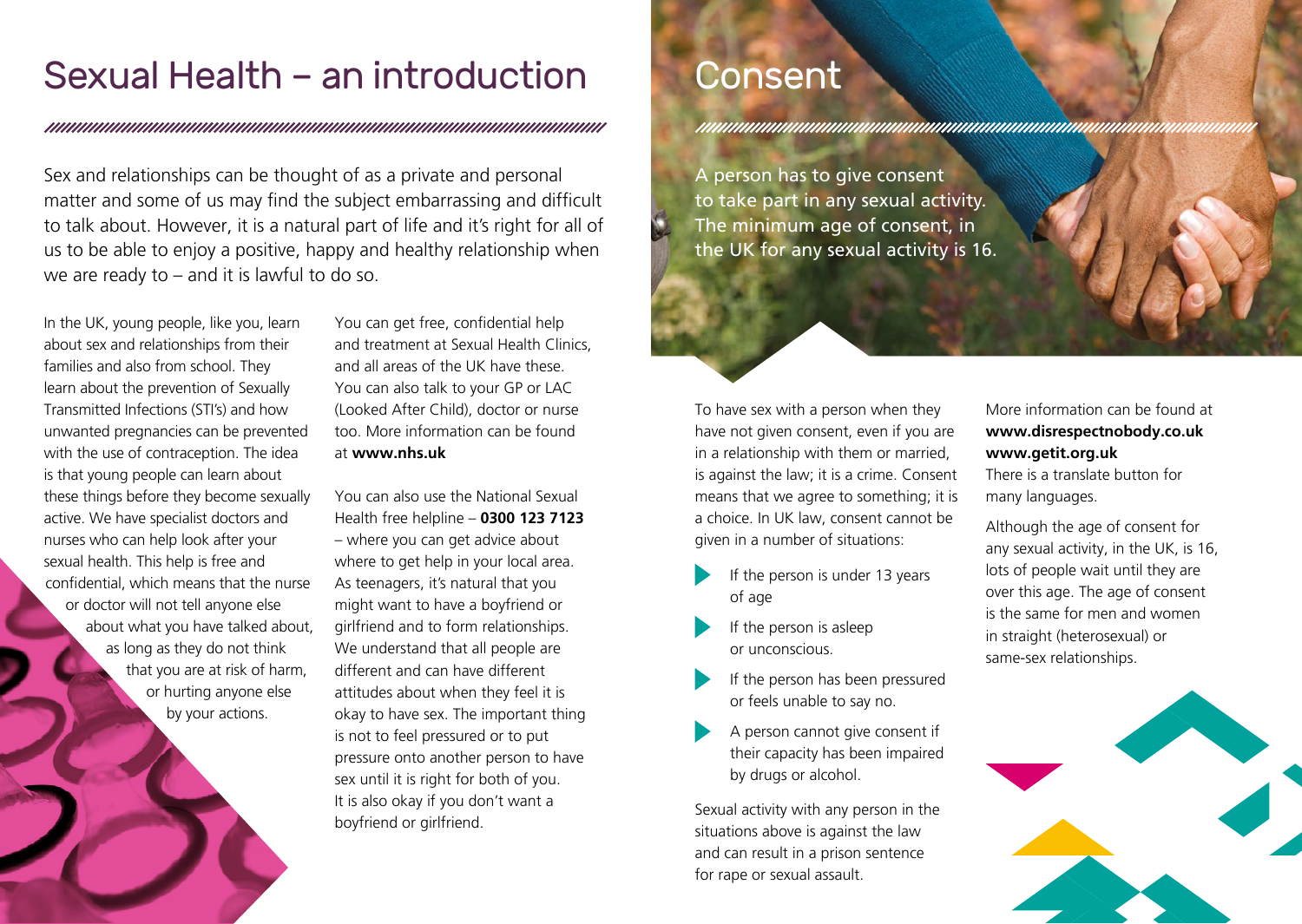# Sexual Health – an introduction

Sex and relationships can be thought of as a private and personal matter and some of us may find the subject embarrassing and difficult to talk about. However, it is a natural part of life and it's right for all of us to be able to enjoy a positive, happy and healthy relationship when we are ready to – and it is lawful to do so.

In the UK, young people, like you, learn about sex and relationships from their families and also from school. They learn about the prevention of Sexually Transmitted Infections (STI's) and how unwanted pregnancies can be prevented with the use of contraception. The idea is that young people can learn about these things before they become sexually active. We have specialist doctors and nurses who can help look after your sexual health. This help is free and confidential, which means that the nurse or doctor will not tell anyone else about what you have talked about, as long as they do not think that you are at risk of harm, or hurting anyone else by your actions.

You can get free, confidential help and treatment at Sexual Health Clinics, and all areas of the UK have these. You can also talk to your GP or LAC (Looked After Child), doctor or nurse too. More information can be found at **www.nhs.uk**

You can also use the National Sexual Health free helpline – **0300 123 7123** – where you can get advice about where to get help in your local area. As teenagers, it's natural that you might want to have a boyfriend or girlfriend and to form relationships. We understand that all people are different and can have different attitudes about when they feel it is okay to have sex. The important thing is not to feel pressured or to put pressure onto another person to have sex until it is right for both of you. It is also okay if you don't want a boyfriend or girlfriend.

# Consent

A person has to give consent to take part in any sexual activity. The minimum age of consent, in the UK for any sexual activity is 16.

To have sex with a person when they have not given consent, even if you are in a relationship with them or married, is against the law; it is a crime. Consent means that we agree to something; it is a choice. In UK law, consent cannot be given in a number of situations:

- If the person is under 13 years of age
- If the person is asleep or unconscious.
- If the person has been pressured or feels unable to say no.
- A person cannot give consent if their capacity has been impaired by drugs or alcohol.

Sexual activity with any person in the situations above is against the law and can result in a prison sentence for rape or sexual assault.

More information can be found at
**www.disrespectnobody.co.uk**
**www.getit.org.uk**
There is a translate button for many languages.

Although the age of consent for any sexual activity, in the UK, is 16, lots of people wait until they are over this age. The age of consent is the same for men and women in straight (heterosexual) or same-sex relationships.